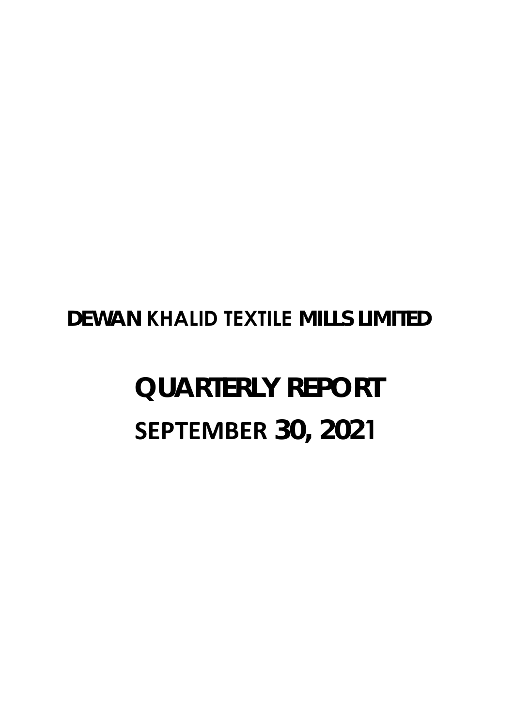# DEWAN KHALID TEXTILE MILLS LIMITED

# QUARTERLY REPORT

## SEPTEMBER 30, 2021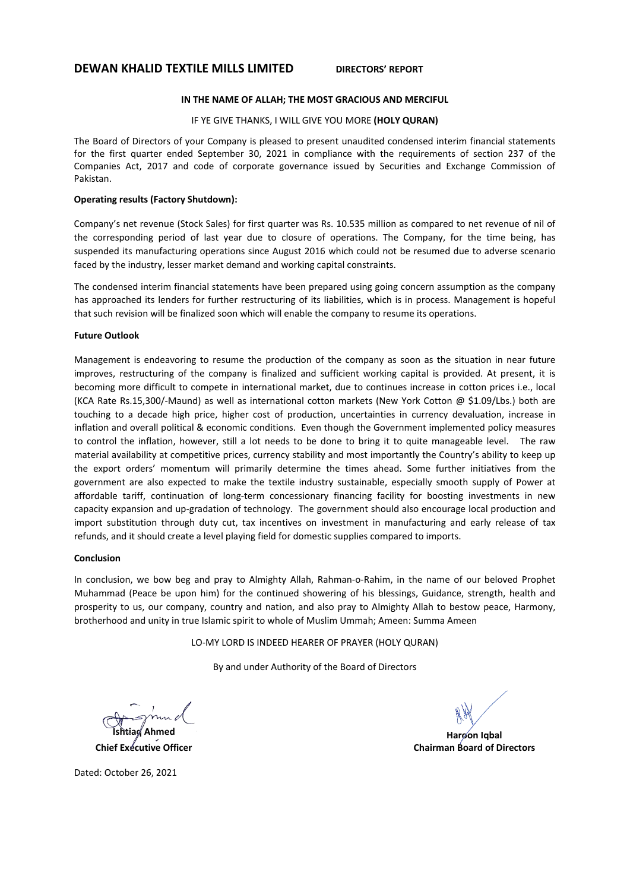**DEWAN KHALID TEXTILE MILLS LIMITED** **DIRECTORS' REPORT**

**IN THE NAME OF ALLAH; THE MOST GRACIOUS AND MERCIFUL**

IF YE GIVE THANKS, I WILL GIVE YOU MORE **(HOLY QURAN)**

The Board of Directors of your Company is pleased to present unaudited condensed interim financial statements for the first quarter ended September 30, 2021 in compliance with the requirements of section 237 of the Companies Act, 2017 and code of corporate governance issued by Securities and Exchange Commission of Pakistan.

**Operating results (Factory Shutdown):**

Company's net revenue (Stock Sales) for first quarter was Rs. 10.535 million as compared to net revenue of nil of the corresponding period of last year due to closure of operations. The Company, for the time being, has suspended its manufacturing operations since August 2016 which could not be resumed due to adverse scenario faced by the industry, lesser market demand and working capital constraints.

The condensed interim financial statements have been prepared using going concern assumption as the company has approached its lenders for further restructuring of its liabilities, which is in process. Management is hopeful that such revision will be finalized soon which will enable the company to resume its operations.

**Future Outlook**

Management is endeavoring to resume the production of the company as soon as the situation in near future improves, restructuring of the company is finalized and sufficient working capital is provided. At present, it is becoming more difficult to compete in international market, due to continues increase in cotton prices i.e., local (KCA Rate Rs.15,300/-Maund) as well as international cotton markets (New York Cotton @ $1.09/Lbs.) both are touching to a decade high price, higher cost of production, uncertainties in currency devaluation, increase in inflation and overall political & economic conditions. Even though the Government implemented policy measures to control the inflation, however, still a lot needs to be done to bring it to quite manageable level. The raw material availability at competitive prices, currency stability and most importantly the Country's ability to keep up the export orders' momentum will primarily determine the times ahead. Some further initiatives from the government are also expected to make the textile industry sustainable, especially smooth supply of Power at affordable tariff, continuation of long-term concessionary financing facility for boosting investments in new capacity expansion and up-gradation of technology. The government should also encourage local production and import substitution through duty cut, tax incentives on investment in manufacturing and early release of tax refunds, and it should create a level playing field for domestic supplies compared to imports.

**Conclusion**

In conclusion, we bow beg and pray to Almighty Allah, Rahman-o-Rahim, in the name of our beloved Prophet Muhammad (Peace be upon him) for the continued showering of his blessings, Guidance, strength, health and prosperity to us, our company, country and nation, and also pray to Almighty Allah to bestow peace, Harmony, brotherhood and unity in true Islamic spirit to whole of Muslim Ummah; Ameen: Summa Ameen

LO-MY LORD IS INDEED HEARER OF PRAYER (HOLY QURAN)

By and under Authority of the Board of Directors

**Ishtiaq Ahmed**
**Chief Executive Officer**

**Haroon Iqbal**
**Chairman Board of Directors**

Dated: October 26, 2021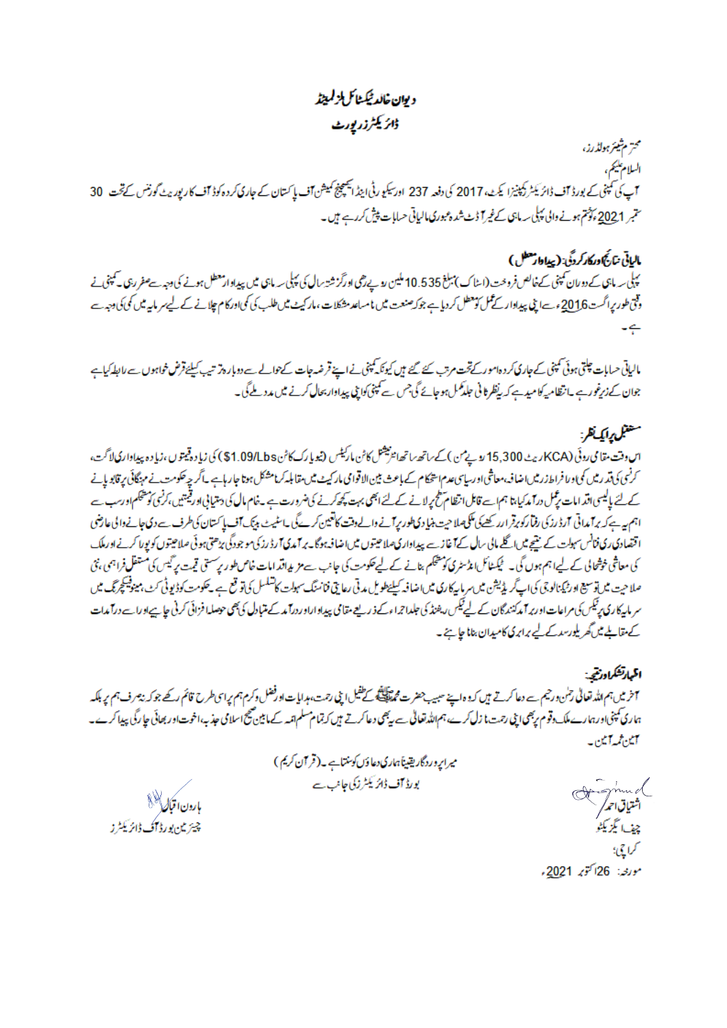# دیوان خالد ٹیکسٹائل ملز لمیٹڈ

## ڈائریکٹرز رپورٹ

محترم شیئر ہولڈرز،

السلام علیکم،

آپ کی کمپنی کے بورڈ آف ڈائریکٹرز کمپنیز ایکٹ، 2017 کی دفعہ 237 اور سیکیورٹی اینڈ ایکسچینج کمیشن آف پاکستان کے جاری کردہ کوڈ آف کارپوریٹ گورننس کے تحت 30 ستمبر 2021 کو ختم ہونے والی پہلی سہ ماہی کے غیر آڈٹ شدہ عبوری مالیاتی حسابات پیش کررہے ہیں۔

### مالیاتی نتائج و کارکردگی: (پیداوار معطل)

پہلی سہ ماہی کے دوران کمپنی کے خالص فروخت (اسٹاک) مبلغ 10.535 ملین روپے رہی اور گزشتہ سال کی پہلی سہ ماہی میں پیداوار معطل ہونے کی وجہ سے صفر رہی۔ کمپنی نے وقتی طور پر اگست 2016ء سے اپنی پیداوار کے عمل کو معطل کردیا ہے جو کہ صنعت میں ناسازگار مشکلات، مارکیٹ میں طلب کی کمی اور کام چلانے کے لیے سرمایہ میں کمی کی وجہ سے ہے۔

مالیاتی حسابات چلتی ہوئی کمپنی کے جاری کردہ امور کے تحت مرتب کئے گئے ہیں کیونکہ کمپنی نے اپنے قرضہ جات کے حوالے سے دوبارہ ترتیب کیلئے قرض خواہوں سے رابطہ کیا ہے جوان کے زیر غور ہے۔ انتظامیہ کو امید ہے کہ یہ نظرثانی جلد مکمل ہو جائے گی جس سے کمپنی کو اپنی پیداوار بحال کرنے میں مدد ملے گی۔

### مستقبل پر ایک نظر:

اس وقت مقامی روئی (KCA ریٹ 15,300 روپے من) کے ساتھ ساتھ انٹرنیشنل کاٹن مارکیٹس (نیویارک کاٹن $1.09/Lbs) کی زیادہ قیمتوں، زیادہ پیداواری لاگت، کرنسی کی قدر میں کمی اور افراط زر میں اضافہ، معاشی اور سیاسی عدم استحکام کے باعث بین الاقوامی مارکیٹ میں مقابلہ کرنا مشکل ہوتا جارہا ہے۔ اگرچہ حکومت نے مہنگائی پر قابو پانے کے لئے پالیسی اقدامات پر عمل درآمد کیا تاہم اسے قابل انتظام سطح پر لانے کے لئے ابھی بہت کچھ کرنے کی ضرورت ہے۔ خام مال کی دستیابی اور قیمتیں، کرنسی کو مستحکم اور سب سے اہم یہ ہے کہ برآمداتی آرڈرز کی رفتار کو برقرار رکھنے کی ملکی صلاحیت بنیادی طور پر آنے والے وقت کا تعین کرے گی۔ اسٹیٹ بینک آف پاکستان کی طرف سے دی جانے والی عارضی اقتصادی ری فنانس سہولت کے نتیجے میں اگلے مالی سال کے آغاز سے پیداواری صلاحیتوں میں اضافہ ہوگا۔ برآمدی آرڈرز کی موجودگی بڑھتی ہوئی صلاحیتوں کو پورا کرنے اور ملک کی معاشی خوشحالی کے لیے اہم ہوں گی۔ ٹیکسٹائل انڈسٹری کو مستحکم بنانے کے لیے حکومت کی جانب سے مزید اقدامات خاص طور پر سستی قیمت پر گیس کی مستقل فراہمی، نئی صلاحیت میں توسیع اور ٹیکنالوجی کی اپ گریڈیشن میں سرمایہ کاری میں اضافہ کیلئے طویل مدتی رعایتی فنانسنگ سہولت کا تسلسل کی توقع ہے۔ حکومت کو ڈیوٹی کٹ، مینوفیکچرنگ میں سرمایہ کاری پر ٹیکس کی مراعات اور برآمد کنندگان کے لیے ٹیکس ریفنڈ کی جلد اجراء کے ذریعے مقامی پیداوار اور درآمد کے متبادل کی بھی حوصلہ افزائی کرنی چاہیے اور اسے درآمدات کے مقابلے میں گھریلو رسد کے لیے برابری کا میدان بنانا چاہئے۔

### اظہار تشکر و دعا:

آخر میں ہم اللہ تعالیٰ رحمٰن و رحیم سے دعا کرتے ہیں کہ وہ اپنے حبیب حضرت محمد ﷺ کے طفیل اپنی رحمت، ہدایات اور فضل و کرم ہم پر اسی طرح قائم رکھے جو کہ نہ صرف ہم پر بلکہ ہماری کمپنی اور ہمارے ملک و قوم پر بھی اپنی رحمت نازل کرے۔ ہم اللہ تعالیٰ سے یہ بھی دعا کرتے ہیں کہ تمام مسلم امہ کے مابین صحیح اسلامی جذبہ، اخوت اور بھائی چارگی پیدا کرے۔ آمین ثمہ آمین۔

میرا پروردگار یقیناً ہماری دعاؤں کو سنتا ہے۔ (قرآن کریم)

بورڈ آف ڈائریکٹرز کی جانب سے

ہارون اقبال
چیئرمین بورڈ آف ڈائریکٹرز

اشتیاق احمد
چیف ایگزیکٹو

کراچی:
مورخہ: 26 اکتوبر 2021ء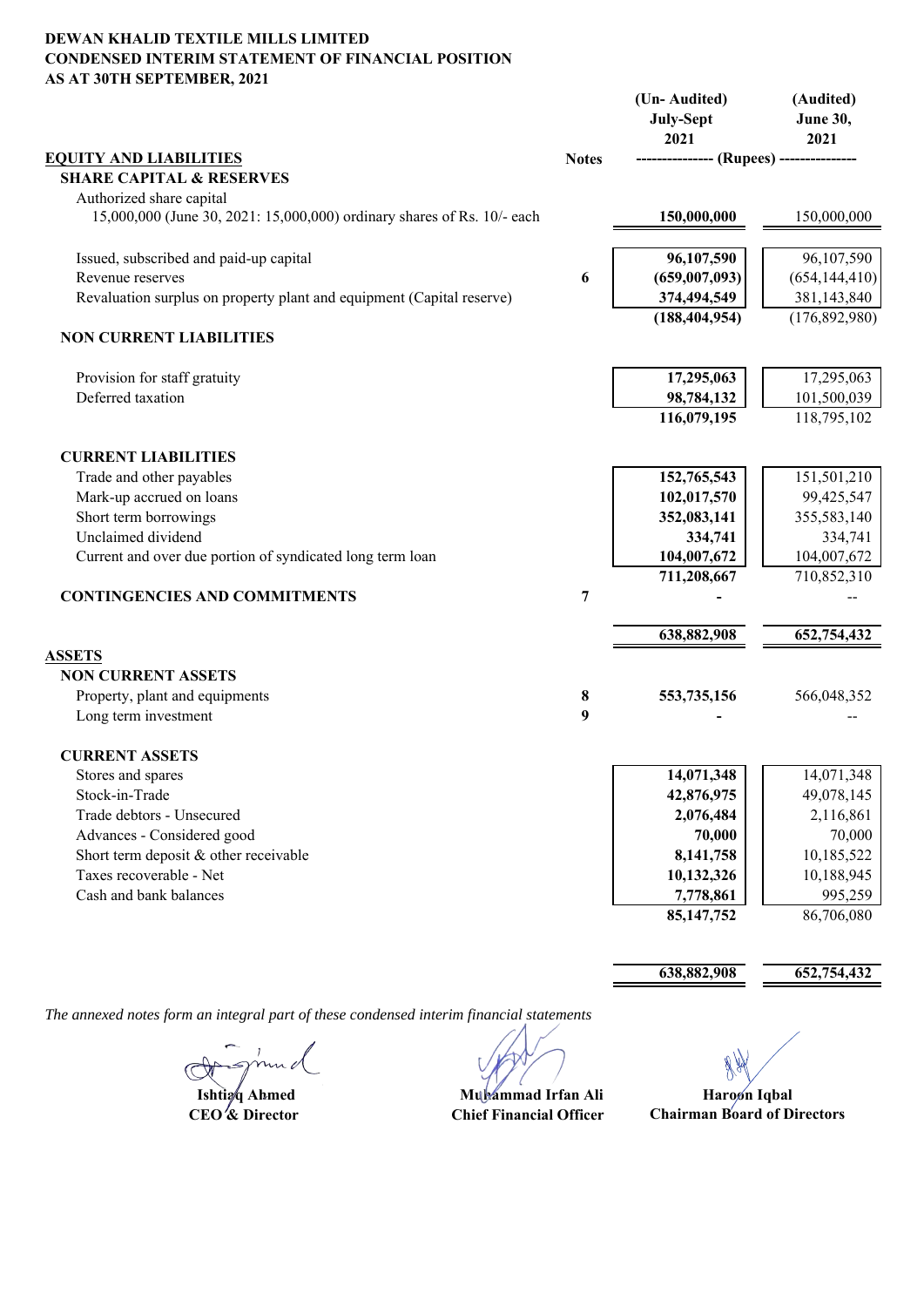**DEWAN KHALID TEXTILE MILLS LIMITED**
**CONDENSED INTERIM STATEMENT OF FINANCIAL POSITION**
**AS AT 30TH SEPTEMBER, 2021**

| | Notes | (Un- Audited) July-Sept 2021 | (Audited) June 30, 2021 |
|---|---|---|---|
| **EQUITY AND LIABILITIES** | | -------------- (Rupees) | --------------- |
| **SHARE CAPITAL & RESERVES** | | | |
| Authorized share capital | | | |
| 15,000,000 (June 30, 2021: 15,000,000) ordinary shares of Rs. 10/- each | | **150,000,000** | 150,000,000 |
| | | | |
| Issued, subscribed and paid-up capital | | **96,107,590** | 96,107,590 |
| Revenue reserves | 6 | **(659,007,093)** | (654,144,410) |
| Revaluation surplus on property plant and equipment (Capital reserve) | | **374,494,549** | 381,143,840 |
| | | **(188,404,954)** | (176,892,980) |
| **NON CURRENT LIABILITIES** | | | |
| Provision for staff gratuity | | **17,295,063** | 17,295,063 |
| Deferred taxation | | **98,784,132** | 101,500,039 |
| | | **116,079,195** | 118,795,102 |
| **CURRENT LIABILITIES** | | | |
| Trade and other payables | | **152,765,543** | 151,501,210 |
| Mark-up accrued on loans | | **102,017,570** | 99,425,547 |
| Short term borrowings | | **352,083,141** | 355,583,140 |
| Unclaimed dividend | | **334,741** | 334,741 |
| Current and over due portion of syndicated long term loan | | **104,007,672** | 104,007,672 |
| | | **711,208,667** | 710,852,310 |
| **CONTINGENCIES AND COMMITMENTS** | 7 | **-** | -- |
| | | **638,882,908** | **652,754,432** |
| **ASSETS** | | | |
| **NON CURRENT ASSETS** | | | |
| Property, plant and equipments | 8 | **553,735,156** | 566,048,352 |
| Long term investment | 9 | **-** | -- |
| **CURRENT ASSETS** | | | |
| Stores and spares | | **14,071,348** | 14,071,348 |
| Stock-in-Trade | | **42,876,975** | 49,078,145 |
| Trade debtors - Unsecured | | **2,076,484** | 2,116,861 |
| Advances - Considered good | | **70,000** | 70,000 |
| Short term deposit & other receivable | | **8,141,758** | 10,185,522 |
| Taxes recoverable - Net | | **10,132,326** | 10,188,945 |
| Cash and bank balances | | **7,778,861** | 995,259 |
| | | **85,147,752** | 86,706,080 |
| | | **638,882,908** | **652,754,432** |

*The annexed notes form an integral part of these condensed interim financial statements*

| **Ishtiaq Ahmed** | **Muhammad Irfan Ali** | **Haroon Iqbal** |
|---|---|---|
| **CEO & Director** | **Chief Financial Officer** | **Chairman Board of Directors** |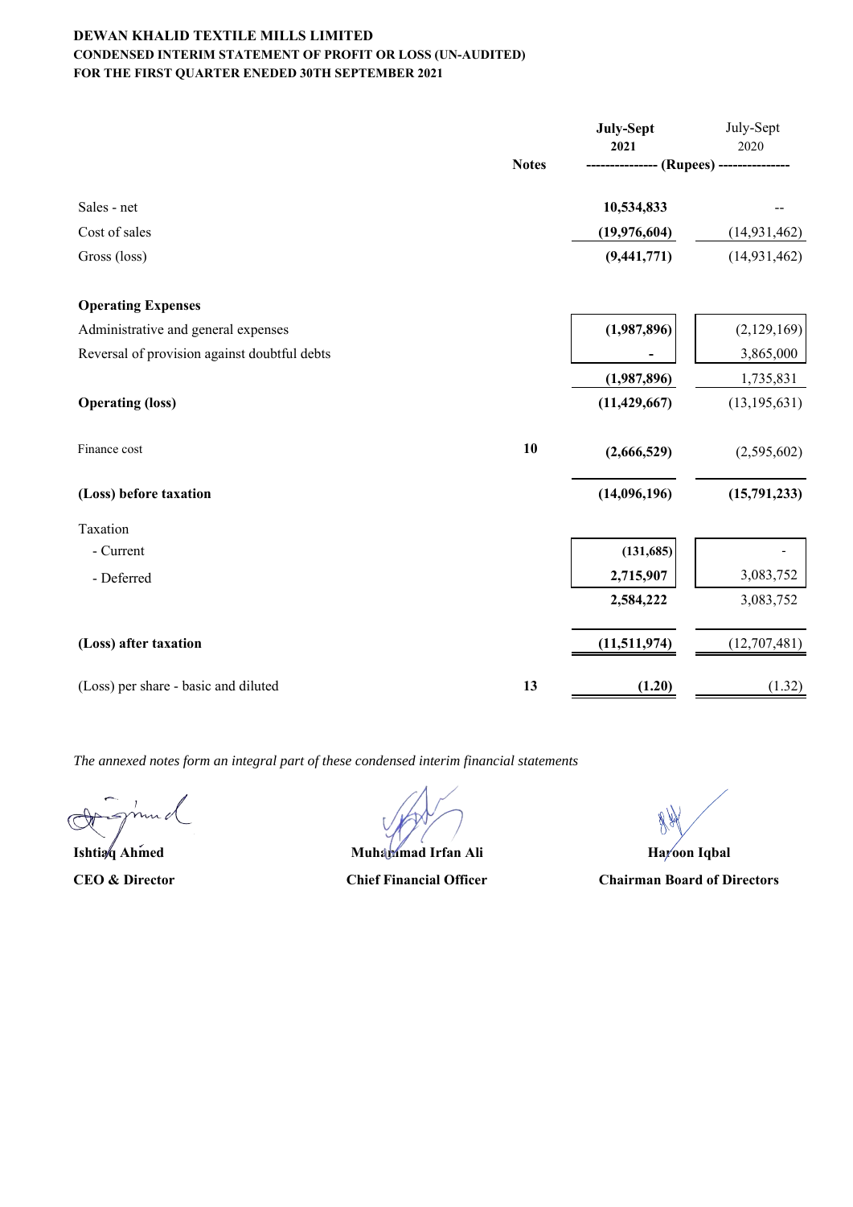**DEWAN KHALID TEXTILE MILLS LIMITED**
**CONDENSED INTERIM STATEMENT OF PROFIT OR LOSS (UN-AUDITED)**
**FOR THE FIRST QUARTER ENEDED 30TH SEPTEMBER 2021**

| | Notes | July-Sept 2021 | July-Sept 2020 |
|---|---|---|---|
| | | (Rupees) | |
| Sales - net | | **10,534,833** | -- |
| Cost of sales | | **(19,976,604)** | (14,931,462) |
| Gross (loss) | | **(9,441,771)** | (14,931,462) |
| **Operating Expenses** | | | |
| Administrative and general expenses | | **(1,987,896)** | (2,129,169) |
| Reversal of provision against doubtful debts | | **-** | 3,865,000 |
| | | **(1,987,896)** | 1,735,831 |
| **Operating (loss)** | | **(11,429,667)** | (13,195,631) |
| Finance cost | **10** | **(2,666,529)** | (2,595,602) |
| **(Loss) before taxation** | | **(14,096,196)** | **(15,791,233)** |
| Taxation | | | |
| - Current | | **(131,685)** | - |
| - Deferred | | **2,715,907** | 3,083,752 |
| | | **2,584,222** | 3,083,752 |
| **(Loss) after taxation** | | **(11,511,974)** | (12,707,481) |
| (Loss) per share - basic and diluted | **13** | **(1.20)** | (1.32) |

*The annexed notes form an integral part of these condensed interim financial statements*

**Ishtiaq Ahmed**
**CEO & Director**

**Muhammad Irfan Ali**
**Chief Financial Officer**

**Haroon Iqbal**
**Chairman Board of Directors**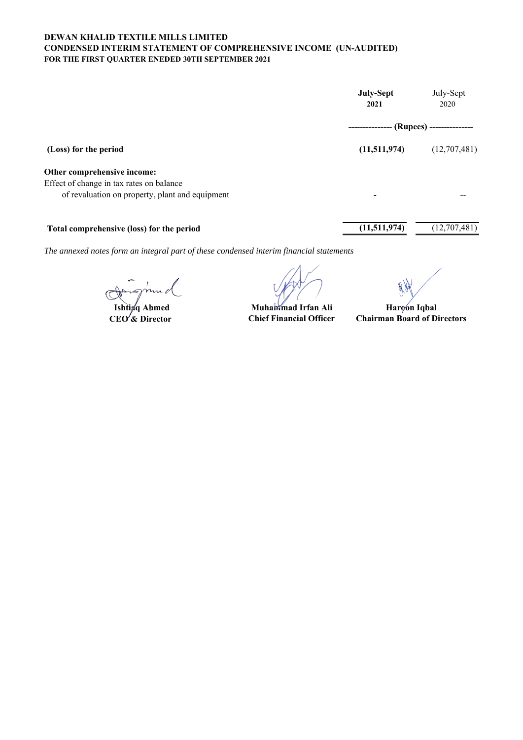**DEWAN KHALID TEXTILE MILLS LIMITED**
**CONDENSED INTERIM STATEMENT OF COMPREHENSIVE INCOME (UN-AUDITED)**
**FOR THE FIRST QUARTER ENEDED 30TH SEPTEMBER 2021**

| | **July-Sept 2021** | July-Sept 2020 |
|---|---|---|
| | **(Rupees)** | |
| **(Loss) for the period** | **(11,511,974)** | (12,707,481) |
| **Other comprehensive income:** | | |
| Effect of change in tax rates on balance of revaluation on property, plant and equipment | - | -- |
| **Total comprehensive (loss) for the period** | **(11,511,974)** | (12,707,481) |

*The annexed notes form an integral part of these condensed interim financial statements*

| | | |
|---|---|---|
| **Ishtiaq Ahmed** | **Muhammad Irfan Ali** | **Haroon Iqbal** |
| **CEO & Director** | **Chief Financial Officer** | **Chairman Board of Directors** |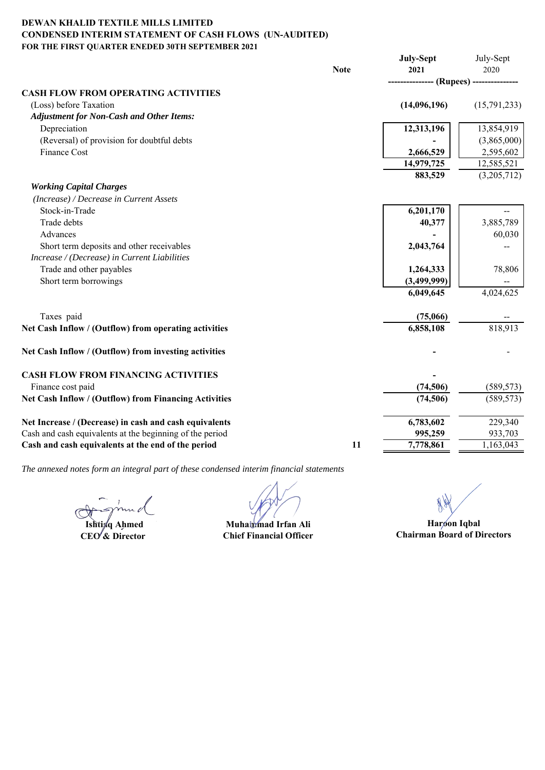**DEWAN KHALID TEXTILE MILLS LIMITED**
**CONDENSED INTERIM STATEMENT OF CASH FLOWS (UN-AUDITED)**
**FOR THE FIRST QUARTER ENEDED 30TH SEPTEMBER 2021**

| | Note | July-Sept 2021 | July-Sept 2020 |
|---|---|---|---|
| | | --------------- (Rupees) | --------------- |
| **CASH FLOW FROM OPERATING ACTIVITIES** | | | |
| (Loss) before Taxation | | **(14,096,196)** | (15,791,233) |
| ***Adjustment for Non-Cash and Other Items:*** | | | |
| Depreciation | | **12,313,196** | 13,854,919 |
| (Reversal) of provision for doubtful debts | | **-** | (3,865,000) |
| Finance Cost | | **2,666,529** | 2,595,602 |
| | | **14,979,725** | 12,585,521 |
| | | **883,529** | (3,205,712) |
| ***Working Capital Charges*** | | | |
| *(Increase) / Decrease in Current Assets* | | | |
| Stock-in-Trade | | **6,201,170** | -- |
| Trade debts | | **40,377** | 3,885,789 |
| Advances | | **-** | 60,030 |
| Short term deposits and other receivables | | **2,043,764** | -- |
| *Increase / (Decrease) in Current Liabilities* | | | |
| Trade and other payables | | **1,264,333** | 78,806 |
| Short term borrowings | | **(3,499,999)** | -- |
| | | **6,049,645** | 4,024,625 |
| Taxes paid | | **(75,066)** | -- |
| **Net Cash Inflow / (Outflow) from operating activities** | | **6,858,108** | 818,913 |
| **Net Cash Inflow / (Outflow) from investing activities** | | **-** | - |
| **CASH FLOW FROM FINANCING ACTIVITIES** | | **-** | |
| Finance cost paid | | **(74,506)** | (589,573) |
| **Net Cash Inflow / (Outflow) from Financing Activities** | | **(74,506)** | (589,573) |
| **Net Increase / (Decrease) in cash and cash equivalents** | | **6,783,602** | 229,340 |
| Cash and cash equivalents at the beginning of the period | | **995,259** | 933,703 |
| **Cash and cash equivalents at the end of the period** | **11** | **7,778,861** | 1,163,043 |

*The annexed notes form an integral part of these condensed interim financial statements*

| **Ishtiaq Ahmed** | **Muhammad Irfan Ali** | **Haroon Iqbal** |
|---|---|---|
| **CEO & Director** | **Chief Financial Officer** | **Chairman Board of Directors** |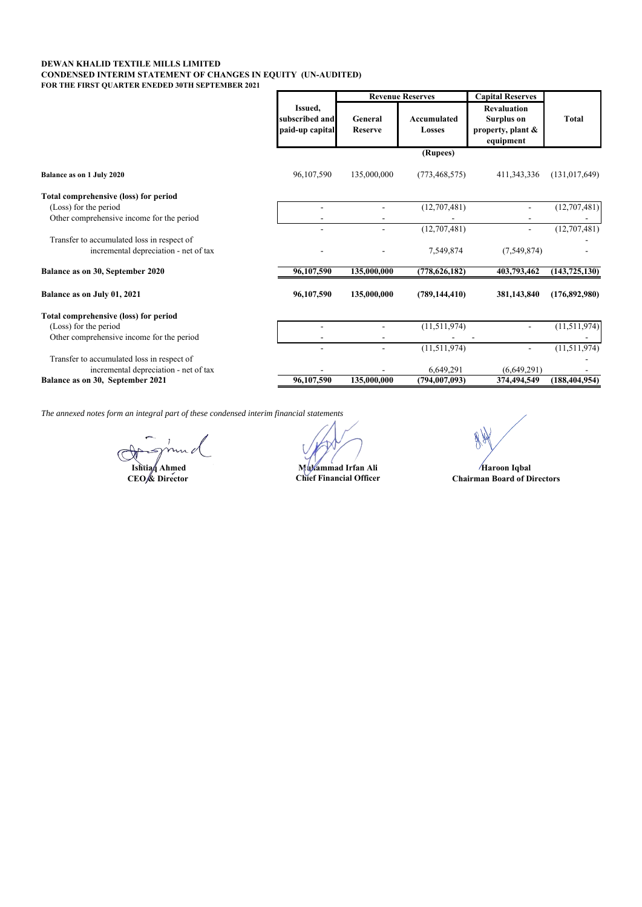**DEWAN KHALID TEXTILE MILLS LIMITED**
**CONDENSED INTERIM STATEMENT OF CHANGES IN EQUITY (UN-AUDITED)**
**FOR THE FIRST QUARTER ENEDED 30TH SEPTEMBER 2021**

| | Issued, subscribed and paid-up capital | Revenue Reserves | | Capital Reserves | Total |
|---|---|---|---|---|---|
| | | General Reserve | Accumulated Losses | Revaluation Surplus on property, plant & equipment | |
| | | | (Rupees) | | |
| **Balance as on 1 July 2020** | 96,107,590 | 135,000,000 | (773,468,575) | 411,343,336 | (131,017,649) |
| **Total comprehensive (loss) for period** | | | | | |
| (Loss) for the period | - | - | (12,707,481) | - | (12,707,481) |
| Other comprehensive income for the period | - | - | - | - | - |
| | - | - | (12,707,481) | - | (12,707,481) |
| Transfer to accumulated loss in respect of incremental depreciation - net of tax | - | - | 7,549,874 | (7,549,874) | - |
| **Balance as on 30, September 2020** | **96,107,590** | **135,000,000** | **(778,626,182)** | **403,793,462** | **(143,725,130)** |
| **Balance as on July 01, 2021** | **96,107,590** | **135,000,000** | **(789,144,410)** | **381,143,840** | **(176,892,980)** |
| **Total comprehensive (loss) for period** | | | | | |
| (Loss) for the period | - | - | (11,511,974) | - | (11,511,974) |
| Other comprehensive income for the period | - | - | - | - | - |
| | - | - | (11,511,974) | - | (11,511,974) |
| Transfer to accumulated loss in respect of incremental depreciation - net of tax | - | - | 6,649,291 | (6,649,291) | - |
| **Balance as on 30, September 2021** | **96,107,590** | **135,000,000** | **(794,007,093)** | **374,494,549** | **(188,404,954)** |

*The annexed notes form an integral part of these condensed interim financial statements*

| | | |
|---|---|---|
| **Ishtiaq Ahmed** | **Muhammad Irfan Ali** | **Haroon Iqbal** |
| **CEO & Director** | **Chief Financial Officer** | **Chairman Board of Directors** |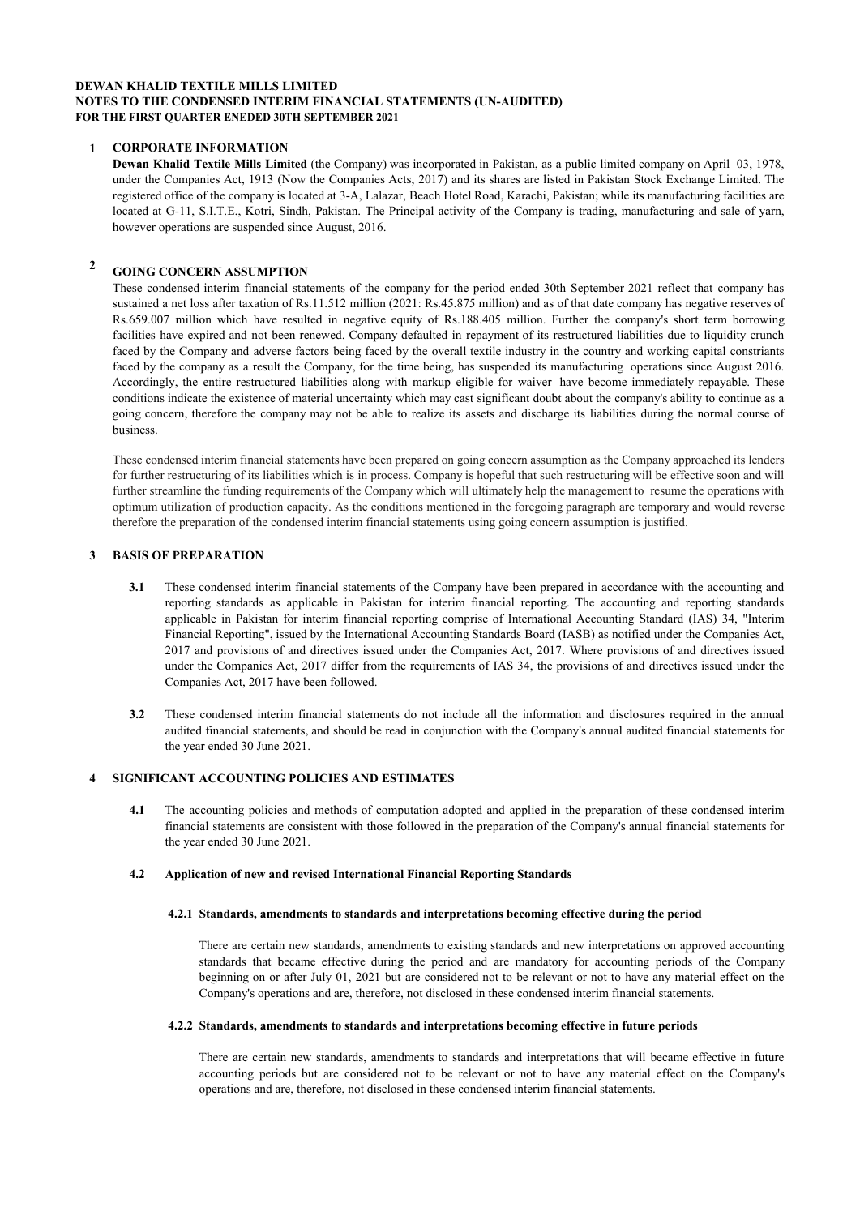**DEWAN KHALID TEXTILE MILLS LIMITED**
**NOTES TO THE CONDENSED INTERIM FINANCIAL STATEMENTS (UN-AUDITED)**
**FOR THE FIRST QUARTER ENEDED 30TH SEPTEMBER 2021**

## 1 CORPORATE INFORMATION

**Dewan Khalid Textile Mills Limited** (the Company) was incorporated in Pakistan, as a public limited company on April 03, 1978, under the Companies Act, 1913 (Now the Companies Acts, 2017) and its shares are listed in Pakistan Stock Exchange Limited. The registered office of the company is located at 3-A, Lalazar, Beach Hotel Road, Karachi, Pakistan; while its manufacturing facilities are located at G-11, S.I.T.E., Kotri, Sindh, Pakistan. The Principal activity of the Company is trading, manufacturing and sale of yarn, however operations are suspended since August, 2016.

## 2 GOING CONCERN ASSUMPTION

These condensed interim financial statements of the company for the period ended 30th September 2021 reflect that company has sustained a net loss after taxation of Rs.11.512 million (2021: Rs.45.875 million) and as of that date company has negative reserves of Rs.659.007 million which have resulted in negative equity of Rs.188.405 million. Further the company's short term borrowing facilities have expired and not been renewed. Company defaulted in repayment of its restructured liabilities due to liquidity crunch faced by the Company and adverse factors being faced by the overall textile industry in the country and working capital constriants faced by the company as a result the Company, for the time being, has suspended its manufacturing operations since August 2016. Accordingly, the entire restructured liabilities along with markup eligible for waiver have become immediately repayable. These conditions indicate the existence of material uncertainty which may cast significant doubt about the company's ability to continue as a going concern, therefore the company may not be able to realize its assets and discharge its liabilities during the normal course of business.

These condensed interim financial statements have been prepared on going concern assumption as the Company approached its lenders for further restructuring of its liabilities which is in process. Company is hopeful that such restructuring will be effective soon and will further streamline the funding requirements of the Company which will ultimately help the management to resume the operations with optimum utilization of production capacity. As the conditions mentioned in the foregoing paragraph are temporary and would reverse therefore the preparation of the condensed interim financial statements using going concern assumption is justified.

## 3 BASIS OF PREPARATION

**3.1** These condensed interim financial statements of the Company have been prepared in accordance with the accounting and reporting standards as applicable in Pakistan for interim financial reporting. The accounting and reporting standards applicable in Pakistan for interim financial reporting comprise of International Accounting Standard (IAS) 34, "Interim Financial Reporting", issued by the International Accounting Standards Board (IASB) as notified under the Companies Act, 2017 and provisions of and directives issued under the Companies Act, 2017. Where provisions of and directives issued under the Companies Act, 2017 differ from the requirements of IAS 34, the provisions of and directives issued under the Companies Act, 2017 have been followed.

**3.2** These condensed interim financial statements do not include all the information and disclosures required in the annual audited financial statements, and should be read in conjunction with the Company's annual audited financial statements for the year ended 30 June 2021.

## 4 SIGNIFICANT ACCOUNTING POLICIES AND ESTIMATES

**4.1** The accounting policies and methods of computation adopted and applied in the preparation of these condensed interim financial statements are consistent with those followed in the preparation of the Company's annual financial statements for the year ended 30 June 2021.

### 4.2 Application of new and revised International Financial Reporting Standards

#### 4.2.1 Standards, amendments to standards and interpretations becoming effective during the period

There are certain new standards, amendments to existing standards and new interpretations on approved accounting standards that became effective during the period and are mandatory for accounting periods of the Company beginning on or after July 01, 2021 but are considered not to be relevant or not to have any material effect on the Company's operations and are, therefore, not disclosed in these condensed interim financial statements.

#### 4.2.2 Standards, amendments to standards and interpretations becoming effective in future periods

There are certain new standards, amendments to standards and interpretations that will became effective in future accounting periods but are considered not to be relevant or not to have any material effect on the Company's operations and are, therefore, not disclosed in these condensed interim financial statements.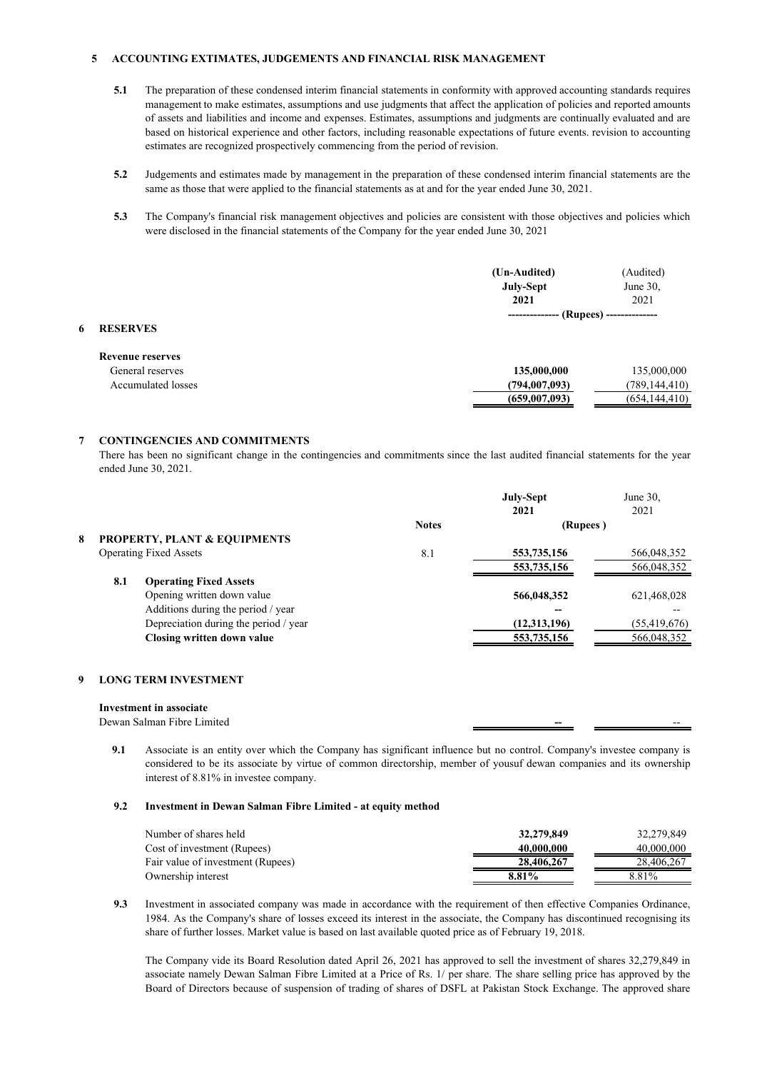## 5 ACCOUNTING ESTIMATES, JUDGEMENTS AND FINANCIAL RISK MANAGEMENT

**5.1** The preparation of these condensed interim financial statements in conformity with approved accounting standards requires management to make estimates, assumptions and use judgments that affect the application of policies and reported amounts of assets and liabilities and income and expenses. Estimates, assumptions and judgments are continually evaluated and are based on historical experience and other factors, including reasonable expectations of future events. revision to accounting estimates are recognized prospectively commencing from the period of revision.

**5.2** Judgements and estimates made by management in the preparation of these condensed interim financial statements are the same as those that were applied to the financial statements as at and for the year ended June 30, 2021.

**5.3** The Company's financial risk management objectives and policies are consistent with those objectives and policies which were disclosed in the financial statements of the Company for the year ended June 30, 2021

| | (Un-Audited) July-Sept 2021 | (Audited) June 30, 2021 |
|---|---|---|
| | -------------- (Rupees) -------------- | |
| **6 RESERVES** | | |
| **Revenue reserves** | | |
| General reserves | **135,000,000** | 135,000,000 |
| Accumulated losses | **(794,007,093)** | (789,144,410) |
| | **(659,007,093)** | (654,144,410) |

## 7 CONTINGENCIES AND COMMITMENTS

There has been no significant change in the contingencies and commitments since the last audited financial statements for the year ended June 30, 2021.

| | Notes | July-Sept 2021 | June 30, 2021 |
|---|---|---|---|
| | | (Rupees ) | |
| **8 PROPERTY, PLANT & EQUIPMENTS** | | | |
| Operating Fixed Assets | 8.1 | **553,735,156** | 566,048,352 |
| | | **553,735,156** | 566,048,352 |
| **8.1 Operating Fixed Assets** | | | |
| Opening written down value | | **566,048,352** | 621,468,028 |
| Additions during the period / year | | **--** | -- |
| Depreciation during the period / year | | **(12,313,196)** | (55,419,676) |
| **Closing written down value** | | **553,735,156** | 566,048,352 |

## 9 LONG TERM INVESTMENT

| | July-Sept 2021 | June 30, 2021 |
|---|---|---|
| **Investment in associate** | | |
| Dewan Salman Fibre Limited | **--** | -- |

**9.1** Associate is an entity over which the Company has significant influence but no control. Company's investee company is considered to be its associate by virtue of common directorship, member of yousuf dewan companies and its ownership interest of 8.81% in investee company.

**9.2 Investment in Dewan Salman Fibre Limited - at equity method**

| | July-Sept 2021 | June 30, 2021 |
|---|---|---|
| Number of shares held | **32,279,849** | 32,279,849 |
| Cost of investment (Rupees) | **40,000,000** | 40,000,000 |
| Fair value of investment (Rupees) | **28,406,267** | 28,406,267 |
| Ownership interest | **8.81%** | 8.81% |

**9.3** Investment in associated company was made in accordance with the requirement of then effective Companies Ordinance, 1984. As the Company's share of losses exceed its interest in the associate, the Company has discontinued recognising its share of further losses. Market value is based on last available quoted price as of February 19, 2018.

The Company vide its Board Resolution dated April 26, 2021 has approved to sell the investment of shares 32,279,849 in associate namely Dewan Salman Fibre Limited at a Price of Rs. 1/ per share. The share selling price has approved by the Board of Directors because of suspension of trading of shares of DSFL at Pakistan Stock Exchange. The approved share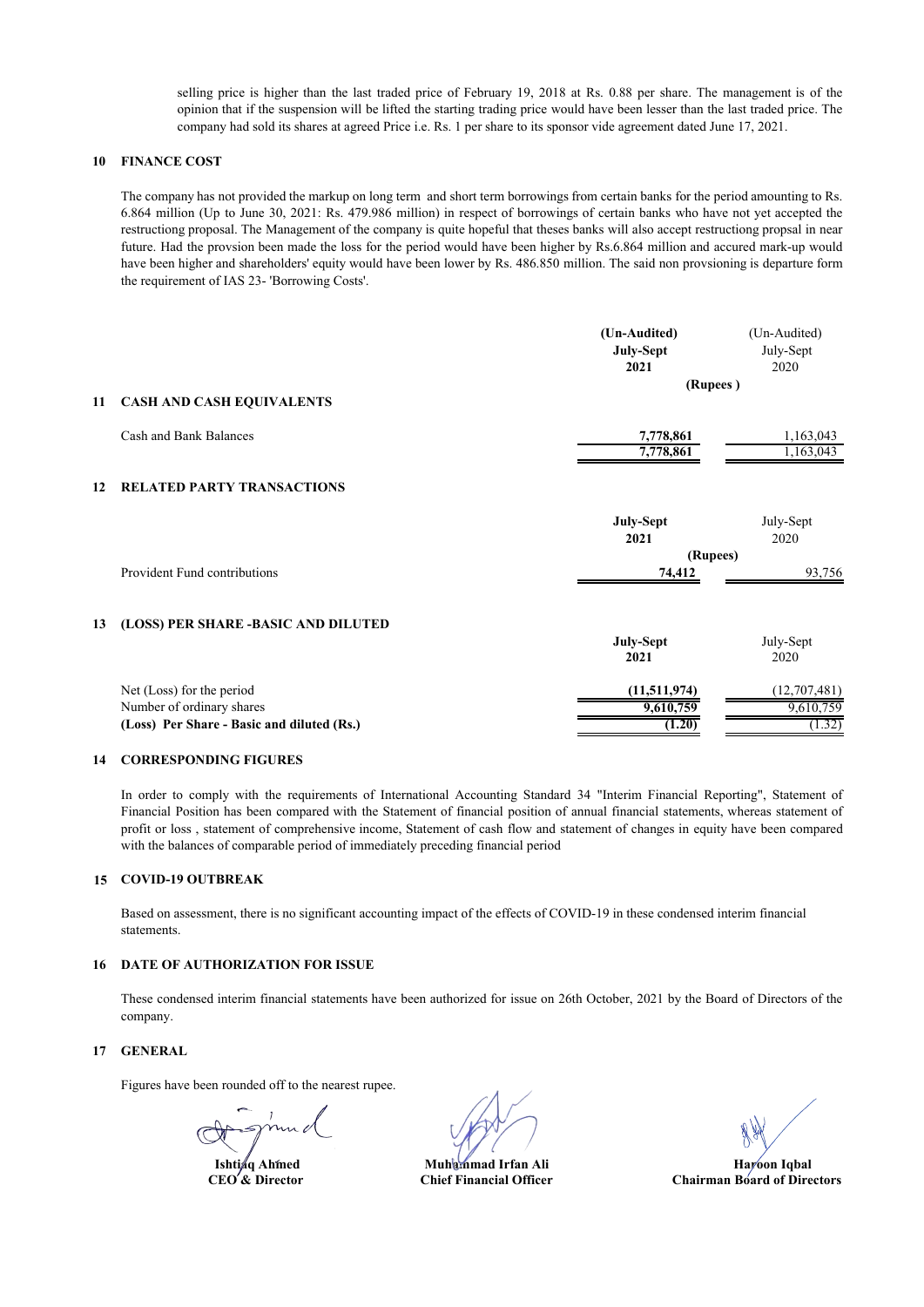selling price is higher than the last traded price of February 19, 2018 at Rs. 0.88 per share. The management is of the opinion that if the suspension will be lifted the starting trading price would have been lesser than the last traded price. The company had sold its shares at agreed Price i.e. Rs. 1 per share to its sponsor vide agreement dated June 17, 2021.

## 10 FINANCE COST

The company has not provided the markup on long term and short term borrowings from certain banks for the period amounting to Rs. 6.864 million (Up to June 30, 2021: Rs. 479.986 million) in respect of borrowings of certain banks who have not yet accepted the restructiong proposal. The Management of the company is quite hopeful that theses banks will also accept restructiong propsal in near future. Had the provsion been made the loss for the period would have been higher by Rs.6.864 million and accured mark-up would have been higher and shareholders' equity would have been lower by Rs. 486.850 million. The said non provsioning is departure form the requirement of IAS 23- 'Borrowing Costs'.

| | **(Un-Audited) July-Sept 2021** | (Un-Audited) July-Sept 2020 |
|---|---|---|
| | **(Rupees )** | |

## 11 CASH AND CASH EQUIVALENTS

| | | |
|---|---|---|
| Cash and Bank Balances | **7,778,861** | 1,163,043 |
| | **7,778,861** | 1,163,043 |

## 12 RELATED PARTY TRANSACTIONS

| | **July-Sept 2021** | July-Sept 2020 |
|---|---|---|
| | **(Rupees)** | |
| Provident Fund contributions | **74,412** | 93,756 |

## 13 (LOSS) PER SHARE -BASIC AND DILUTED

| | **July-Sept 2021** | July-Sept 2020 |
|---|---|---|
| Net (Loss) for the period | **(11,511,974)** | (12,707,481) |
| Number of ordinary shares | **9,610,759** | 9,610,759 |
| **(Loss) Per Share - Basic and diluted (Rs.)** | **(1.20)** | (1.32) |

## 14 CORRESPONDING FIGURES

In order to comply with the requirements of International Accounting Standard 34 "Interim Financial Reporting", Statement of Financial Position has been compared with the Statement of financial position of annual financial statements, whereas statement of profit or loss , statement of comprehensive income, Statement of cash flow and statement of changes in equity have been compared with the balances of comparable period of immediately preceding financial period

## 15 COVID-19 OUTBREAK

Based on assessment, there is no significant accounting impact of the effects of COVID-19 in these condensed interim financial statements.

## 16 DATE OF AUTHORIZATION FOR ISSUE

These condensed interim financial statements have been authorized for issue on 26th October, 2021 by the Board of Directors of the company.

## 17 GENERAL

Figures have been rounded off to the nearest rupee.

| | | |
|---|---|---|
| **Ishtiaq Ahmed** | **Muhammad Irfan Ali** | **Haroon Iqbal** |
| **CEO & Director** | **Chief Financial Officer** | **Chairman Board of Directors** |